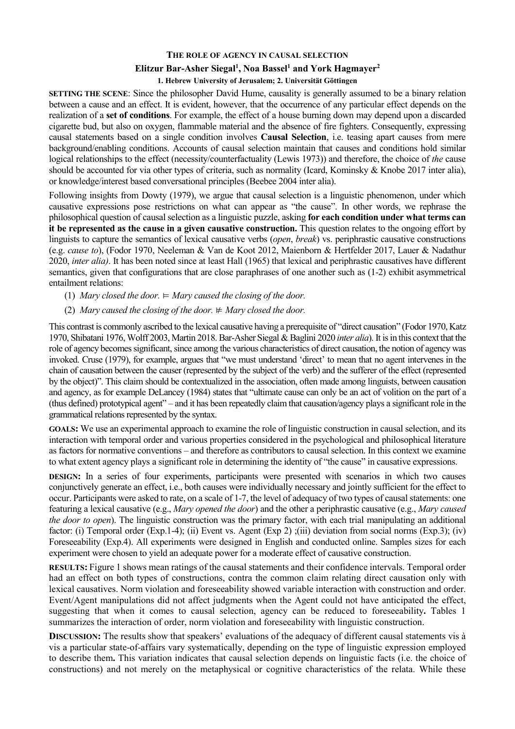# THE ROLE OF AGENCY IN CAUSAL SELECTION

**Elitzur Bar-Asher Siegal[1], Noa Bassel[1] and York Hagmayer[2]**

**1. Hebrew University of Jerusalem; 2. Universität Göttingen**

**SETTING THE SCENE**: Since the philosopher David Hume, causality is generally assumed to be a binary relation between a cause and an effect. It is evident, however, that the occurrence of any particular effect depends on the realization of a **set of conditions**. For example, the effect of a house burning down may depend upon a discarded cigarette bud, but also on oxygen, flammable material and the absence of fire fighters. Consequently, expressing causal statements based on a single condition involves **Causal Selection**, i.e. teasing apart causes from mere background/enabling conditions. Accounts of causal selection maintain that causes and conditions hold similar logical relationships to the effect (necessity/counterfactuality (Lewis 1973)) and therefore, the choice of *the* cause should be accounted for via other types of criteria, such as normality (Icard, Kominsky & Knobe 2017 inter alia), or knowledge/interest based conversational principles (Beebee 2004 inter alia).

Following insights from Dowty (1979), we argue that causal selection is a linguistic phenomenon, under which causative expressions pose restrictions on what can appear as "the cause". In other words, we rephrase the philosophical question of causal selection as a linguistic puzzle, asking **for each condition under what terms can it be represented as the cause in a given causative construction.** This question relates to the ongoing effort by linguists to capture the semantics of lexical causative verbs (*open*, *break*) vs. periphrastic causative constructions (e.g. *cause to*), (Fodor 1970, Neeleman & Van de Koot 2012, Maienborn & Hertfelder 2017, Lauer & Nadathur 2020, *inter alia)*. It has been noted since at least Hall (1965) that lexical and periphrastic causatives have different semantics, given that configurations that are close paraphrases of one another such as (1-2) exhibit asymmetrical entailment relations:

(1) *Mary closed the door.* $\vDash$ *Mary caused the closing of the door.*

(2) *Mary caused the closing of the door.* $\nvDash$ *Mary closed the door.*

This contrast is commonly ascribed to the lexical causative having a prerequisite of "direct causation" (Fodor 1970, Katz 1970, Shibatani 1976, Wolff 2003, Martin 2018. Bar-Asher Siegal & Baglini 2020 *inter alia*). It is in this context that the role of agency becomes significant, since among the various characteristics of direct causation, the notion of agency was invoked. Cruse (1979), for example, argues that "we must understand 'direct' to mean that no agent intervenes in the chain of causation between the causer (represented by the subject of the verb) and the sufferer of the effect (represented by the object)". This claim should be contextualized in the association, often made among linguists, between causation and agency, as for example DeLancey (1984) states that "ultimate cause can only be an act of volition on the part of a (thus defined) prototypical agent" – and it has been repeatedly claim that causation/agency plays a significant role in the grammatical relations represented by the syntax.

**GOALS:** We use an experimental approach to examine the role of linguistic construction in causal selection, and its interaction with temporal order and various properties considered in the psychological and philosophical literature as factors for normative conventions – and therefore as contributors to causal selection. In this context we examine to what extent agency plays a significant role in determining the identity of "the cause" in causative expressions.

**DESIGN:** In a series of four experiments, participants were presented with scenarios in which two causes conjunctively generate an effect, i.e., both causes were individually necessary and jointly sufficient for the effect to occur. Participants were asked to rate, on a scale of 1-7, the level of adequacy of two types of causal statements: one featuring a lexical causative (e.g., *Mary opened the door*) and the other a periphrastic causative (e.g., *Mary caused the door to open*). The linguistic construction was the primary factor, with each trial manipulating an additional factor: (i) Temporal order (Exp.1-4); (ii) Event vs. Agent (Exp 2) ;(iii) deviation from social norms (Exp.3); (iv) Foreseeability (Exp.4). All experiments were designed in English and conducted online. Samples sizes for each experiment were chosen to yield an adequate power for a moderate effect of causative construction.

**RESULTS:** Figure 1 shows mean ratings of the causal statements and their confidence intervals. Temporal order had an effect on both types of constructions, contra the common claim relating direct causation only with lexical causatives. Norm violation and foreseeability showed variable interaction with construction and order. Event/Agent manipulations did not affect judgments when the Agent could not have anticipated the effect, suggesting that when it comes to causal selection, agency can be reduced to foreseeability**.** Tables 1 summarizes the interaction of order, norm violation and foreseeability with linguistic construction.

**DISCUSSION:** The results show that speakers' evaluations of the adequacy of different causal statements vis à vis a particular state-of-affairs vary systematically, depending on the type of linguistic expression employed to describe them**.** This variation indicates that causal selection depends on linguistic facts (i.e. the choice of constructions) and not merely on the metaphysical or cognitive characteristics of the relata. While these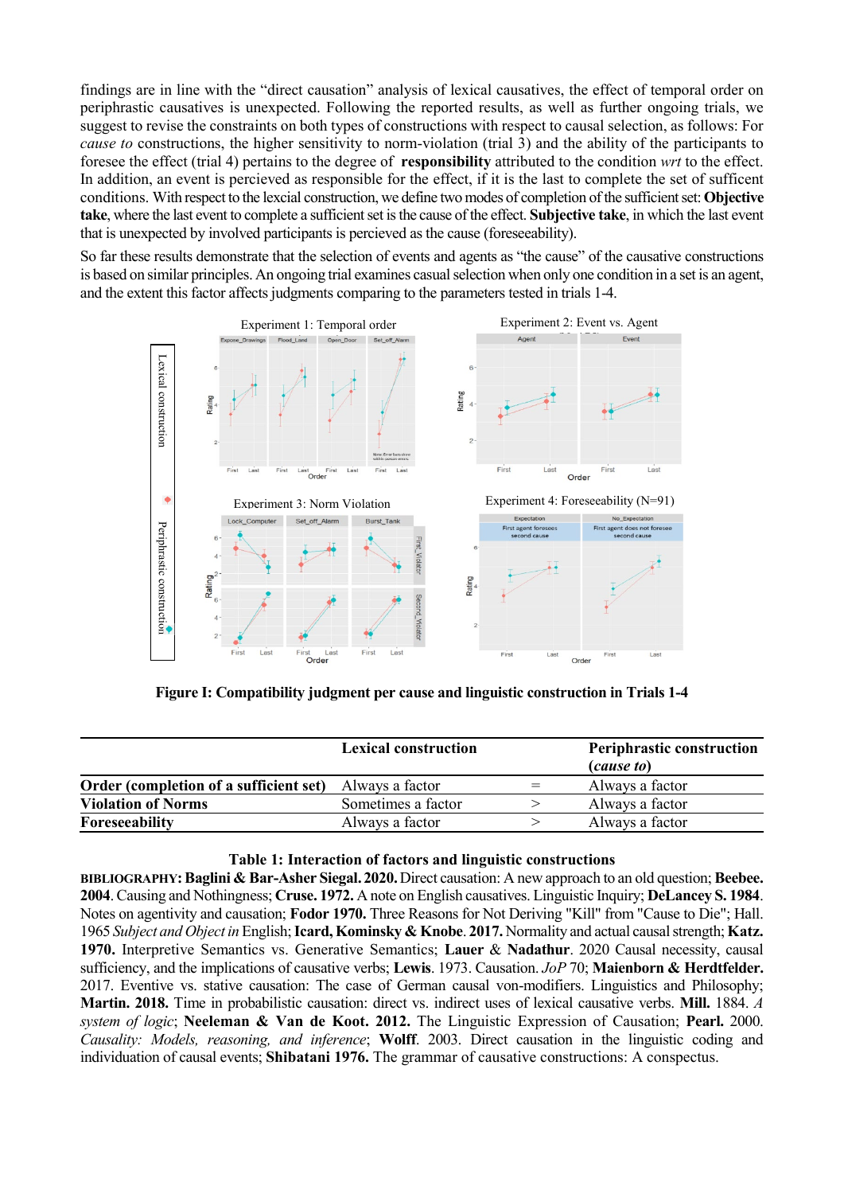findings are in line with the "direct causation" analysis of lexical causatives, the effect of temporal order on periphrastic causatives is unexpected. Following the reported results, as well as further ongoing trials, we suggest to revise the constraints on both types of constructions with respect to causal selection, as follows: For *cause to* constructions, the higher sensitivity to norm-violation (trial 3) and the ability of the participants to foresee the effect (trial 4) pertains to the degree of **responsibility** attributed to the condition *wrt* to the effect. In addition, an event is percieved as responsible for the effect, if it is the last to complete the set of sufficent conditions. With respect to the lexcial construction, we define two modes of completion of the sufficient set: **Objective take**, where the last event to complete a sufficient set is the cause of the effect. **Subjective take**, in which the last event that is unexpected by involved participants is percieved as the cause (foreseeability).

So far these results demonstrate that the selection of events and agents as "the cause" of the causative constructions is based on similar principles. An ongoing trial examines casual selection when only one condition in a set is an agent, and the extent this factor affects judgments comparing to the parameters tested in trials 1-4.

Experiment 1: Temporal order
Expose_Drawings
Flood_Land
Open_Door
Set_off_Alarm
Rating
6
4
2
First Last First Last First Last First Last
Order
Note: Error bars show within-person errors

Experiment 2: Event vs. Agent
Agent
Event
Rating
6
4
2
First Last First Last
Order

Lexical construction
Periphrastic construction

Experiment 3: Norm Violation
Lock_Computer
Set_off_Alarm
Burst_Tank
First_Violator
Second_Violator
Rating
6
4
2
6
4
2
First Last First Last First Last
Order

Experiment 4: Foreseeability (N=91)
Expectation
No_Expectation
First agent foresees second cause
First agent does not foresee second cause
Rating
6
4
2
First Last First Last
Order

**Figure I: Compatibility judgment per cause and linguistic construction in Trials 1-4**

| | Lexical construction | | Periphrastic construction (*cause to*) |
|---|---|---|---|
| **Order (completion of a sufficient set)** | Always a factor | = | Always a factor |
| **Violation of Norms** | Sometimes a factor | > | Always a factor |
| **Foreseeability** | Always a factor | > | Always a factor |

**Table 1: Interaction of factors and linguistic constructions**

**BIBLIOGRAPHY: Baglini & Bar-Asher Siegal. 2020.** Direct causation: A new approach to an old question; **Beebee. 2004**. Causing and Nothingness; **Cruse. 1972.** A note on English causatives. Linguistic Inquiry; **DeLancey S. 1984**. Notes on agentivity and causation; **Fodor 1970.** Three Reasons for Not Deriving "Kill" from "Cause to Die"; Hall. 1965 *Subject and Object in* English; **Icard, Kominsky & Knobe**. **2017.** Normality and actual causal strength; **Katz. 1970.** Interpretive Semantics vs. Generative Semantics; **Lauer** & **Nadathur**. 2020 Causal necessity, causal sufficiency, and the implications of causative verbs; **Lewis**. 1973. Causation. *JoP* 70; **Maienborn & Herdtfelder. 2017**. Eventive vs. stative causation: The case of German causal von-modifiers. Linguistics and Philosophy; **Martin. 2018.** Time in probabilistic causation: direct vs. indirect uses of lexical causative verbs. **Mill.** 1884. *A system of logic*; **Neeleman & Van de Koot. 2012.** The Linguistic Expression of Causation; **Pearl.** 2000. *Causality: Models, reasoning, and inference*; **Wolff**. 2003. Direct causation in the linguistic coding and individuation of causal events; **Shibatani 1976.** The grammar of causative constructions: A conspectus.